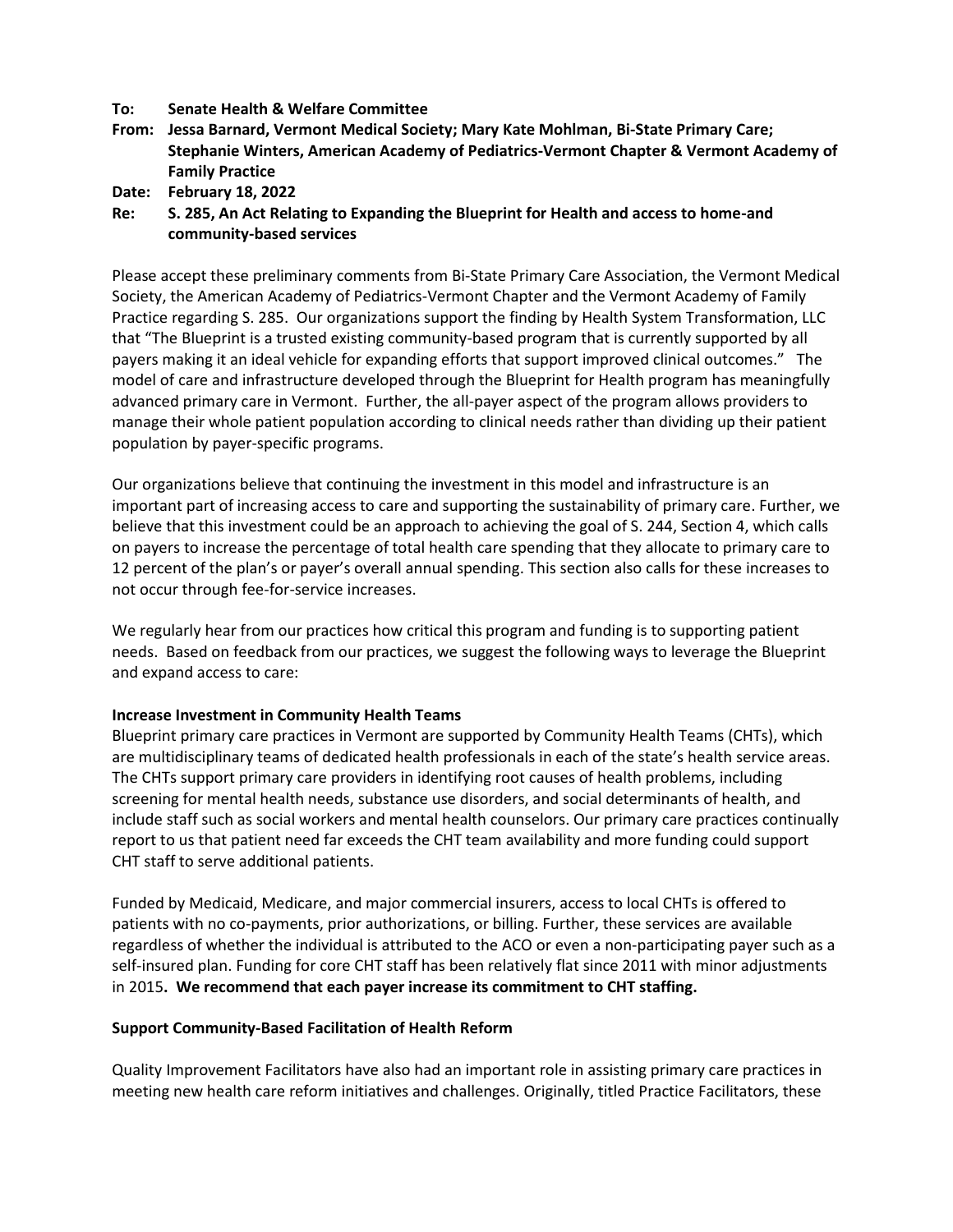**To:** **Senate Health & Welfare Committee**
**From:** **Jessa Barnard, Vermont Medical Society; Mary Kate Mohlman, Bi-State Primary Care; Stephanie Winters, American Academy of Pediatrics-Vermont Chapter & Vermont Academy of Family Practice**
**Date:** **February 18, 2022**
**Re:** **S. 285, An Act Relating to Expanding the Blueprint for Health and access to home-and community-based services**

Please accept these preliminary comments from Bi-State Primary Care Association, the Vermont Medical Society, the American Academy of Pediatrics-Vermont Chapter and the Vermont Academy of Family Practice regarding S. 285. Our organizations support the finding by Health System Transformation, LLC that "The Blueprint is a trusted existing community-based program that is currently supported by all payers making it an ideal vehicle for expanding efforts that support improved clinical outcomes." The model of care and infrastructure developed through the Blueprint for Health program has meaningfully advanced primary care in Vermont. Further, the all-payer aspect of the program allows providers to manage their whole patient population according to clinical needs rather than dividing up their patient population by payer-specific programs.

Our organizations believe that continuing the investment in this model and infrastructure is an important part of increasing access to care and supporting the sustainability of primary care. Further, we believe that this investment could be an approach to achieving the goal of S. 244, Section 4, which calls on payers to increase the percentage of total health care spending that they allocate to primary care to 12 percent of the plan's or payer's overall annual spending. This section also calls for these increases to not occur through fee-for-service increases.

We regularly hear from our practices how critical this program and funding is to supporting patient needs. Based on feedback from our practices, we suggest the following ways to leverage the Blueprint and expand access to care:

**Increase Investment in Community Health Teams**

Blueprint primary care practices in Vermont are supported by Community Health Teams (CHTs), which are multidisciplinary teams of dedicated health professionals in each of the state's health service areas. The CHTs support primary care providers in identifying root causes of health problems, including screening for mental health needs, substance use disorders, and social determinants of health, and include staff such as social workers and mental health counselors. Our primary care practices continually report to us that patient need far exceeds the CHT team availability and more funding could support CHT staff to serve additional patients.

Funded by Medicaid, Medicare, and major commercial insurers, access to local CHTs is offered to patients with no co-payments, prior authorizations, or billing. Further, these services are available regardless of whether the individual is attributed to the ACO or even a non-participating payer such as a self-insured plan. Funding for core CHT staff has been relatively flat since 2011 with minor adjustments in 2015**. We recommend that each payer increase its commitment to CHT staffing.**

**Support Community-Based Facilitation of Health Reform**

Quality Improvement Facilitators have also had an important role in assisting primary care practices in meeting new health care reform initiatives and challenges. Originally, titled Practice Facilitators, these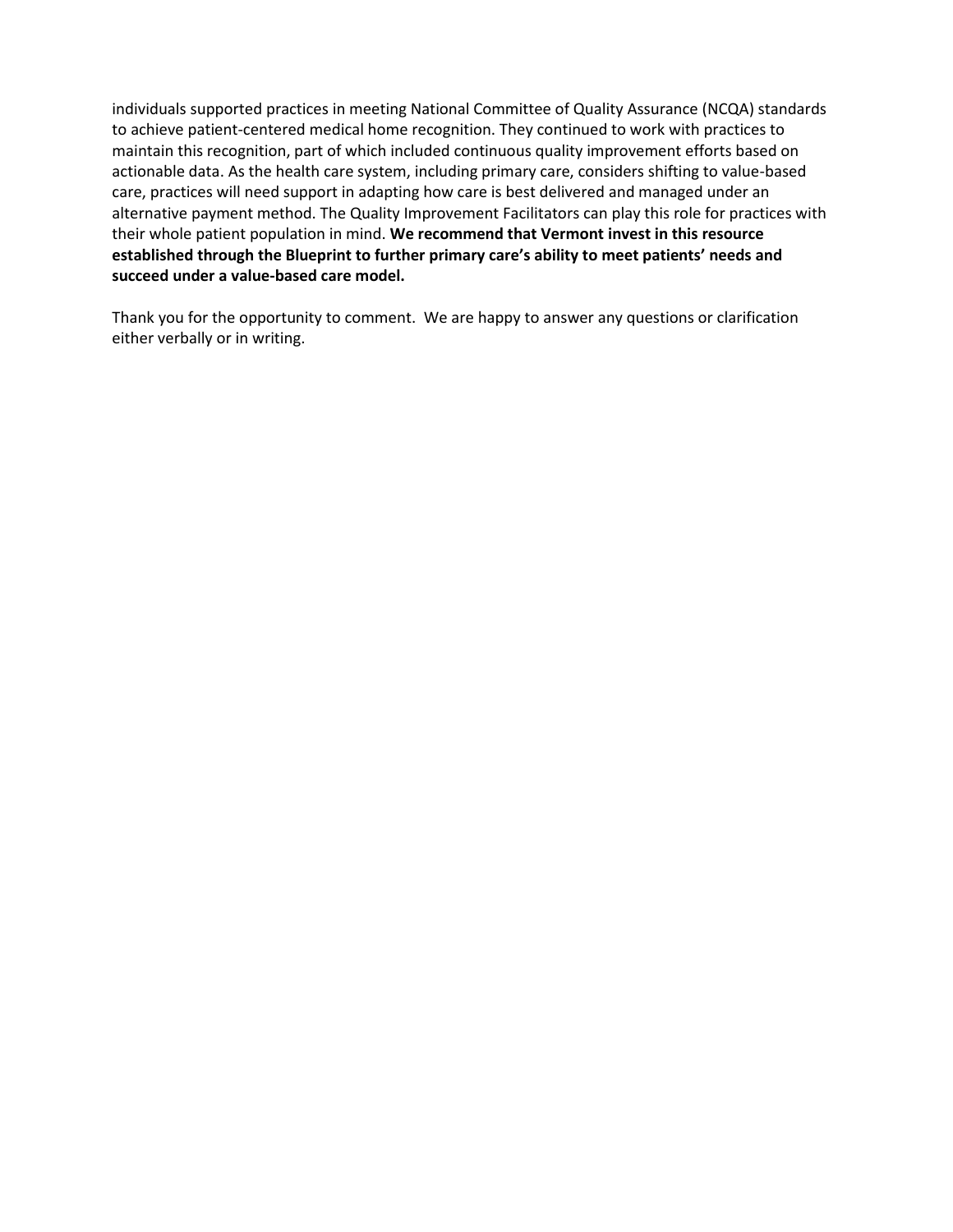individuals supported practices in meeting National Committee of Quality Assurance (NCQA) standards to achieve patient-centered medical home recognition. They continued to work with practices to maintain this recognition, part of which included continuous quality improvement efforts based on actionable data. As the health care system, including primary care, considers shifting to value-based care, practices will need support in adapting how care is best delivered and managed under an alternative payment method. The Quality Improvement Facilitators can play this role for practices with their whole patient population in mind. **We recommend that Vermont invest in this resource established through the Blueprint to further primary care's ability to meet patients' needs and succeed under a value-based care model.**

Thank you for the opportunity to comment. We are happy to answer any questions or clarification either verbally or in writing.